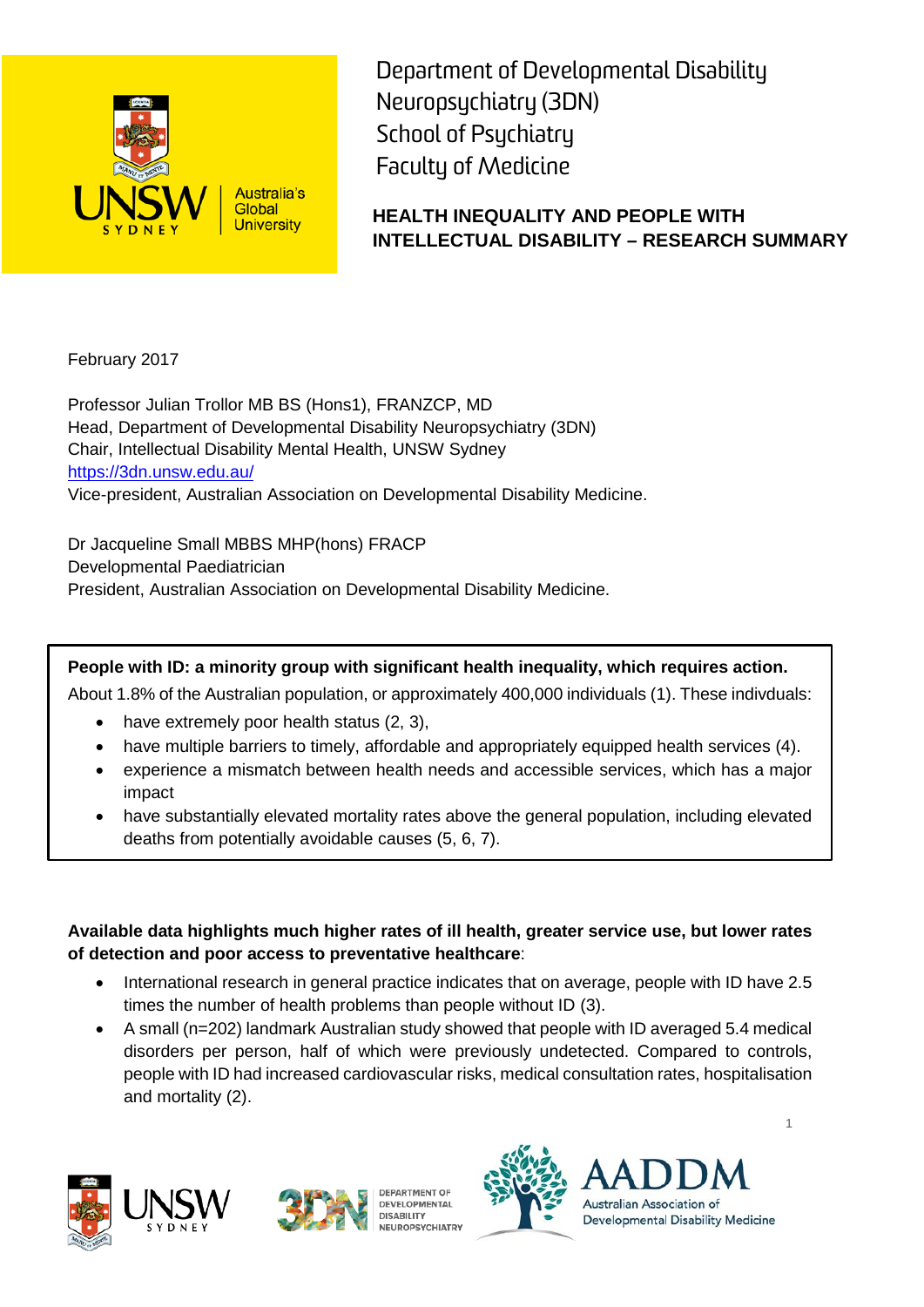Department of Developmental Disability Neuropsychiatry (3DN)
School of Psychiatry
Faculty of Medicine

# HEALTH INEQUALITY AND PEOPLE WITH INTELLECTUAL DISABILITY – RESEARCH SUMMARY

February 2017

Professor Julian Trollor MB BS (Hons1), FRANZCP, MD
Head, Department of Developmental Disability Neuropsychiatry (3DN)
Chair, Intellectual Disability Mental Health, UNSW Sydney
https://3dn.unsw.edu.au/
Vice-president, Australian Association on Developmental Disability Medicine.

Dr Jacqueline Small MBBS MHP(hons) FRACP
Developmental Paediatrician
President, Australian Association on Developmental Disability Medicine.

**People with ID: a minority group with significant health inequality, which requires action.**

About 1.8% of the Australian population, or approximately 400,000 individuals (1). These indivdvuals:

- have extremely poor health status (2, 3),
- have multiple barriers to timely, affordable and appropriately equipped health services (4).
- experience a mismatch between health needs and accessible services, which has a major impact
- have substantially elevated mortality rates above the general population, including elevated deaths from potentially avoidable causes (5, 6, 7).

**Available data highlights much higher rates of ill health, greater service use, but lower rates of detection and poor access to preventative healthcare**:

- International research in general practice indicates that on average, people with ID have 2.5 times the number of health problems than people without ID (3).
- A small (n=202) landmark Australian study showed that people with ID averaged 5.4 medical disorders per person, half of which were previously undetected. Compared to controls, people with ID had increased cardiovascular risks, medical consultation rates, hospitalisation and mortality (2).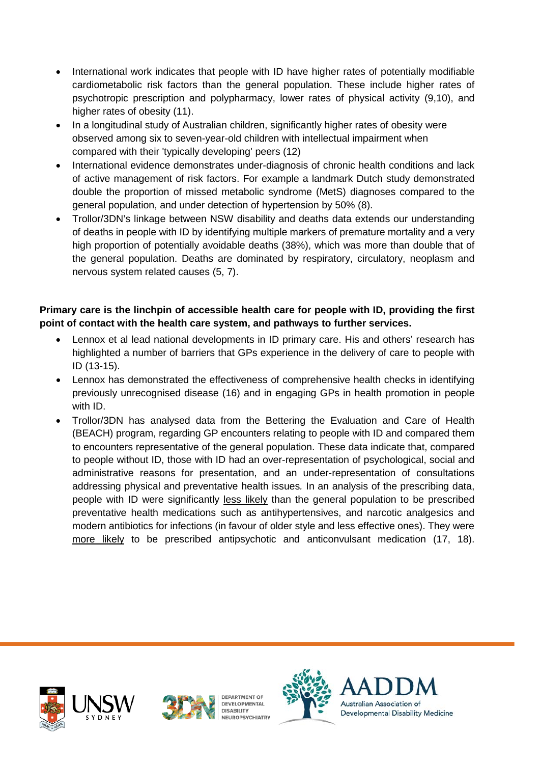- International work indicates that people with ID have higher rates of potentially modifiable cardiometabolic risk factors than the general population. These include higher rates of psychotropic prescription and polypharmacy, lower rates of physical activity (9,10), and higher rates of obesity (11).
- In a longitudinal study of Australian children, significantly higher rates of obesity were observed among six to seven-year-old children with intellectual impairment when compared with their 'typically developing' peers (12)
- International evidence demonstrates under-diagnosis of chronic health conditions and lack of active management of risk factors. For example a landmark Dutch study demonstrated double the proportion of missed metabolic syndrome (MetS) diagnoses compared to the general population, and under detection of hypertension by 50% (8).
- Trollor/3DN's linkage between NSW disability and deaths data extends our understanding of deaths in people with ID by identifying multiple markers of premature mortality and a very high proportion of potentially avoidable deaths (38%), which was more than double that of the general population. Deaths are dominated by respiratory, circulatory, neoplasm and nervous system related causes (5, 7).

**Primary care is the linchpin of accessible health care for people with ID, providing the first point of contact with the health care system, and pathways to further services.**

- Lennox et al lead national developments in ID primary care. His and others' research has highlighted a number of barriers that GPs experience in the delivery of care to people with ID (13-15).
- Lennox has demonstrated the effectiveness of comprehensive health checks in identifying previously unrecognised disease (16) and in engaging GPs in health promotion in people with ID.
- Trollor/3DN has analysed data from the Bettering the Evaluation and Care of Health (BEACH) program, regarding GP encounters relating to people with ID and compared them to encounters representative of the general population. These data indicate that, compared to people without ID, those with ID had an over-representation of psychological, social and administrative reasons for presentation, and an under-representation of consultations addressing physical and preventative health issues. In an analysis of the prescribing data, people with ID were significantly <u>less likely</u> than the general population to be prescribed preventative health medications such as antihypertensives, and narcotic analgesics and modern antibiotics for infections (in favour of older style and less effective ones). They were <u>more likely</u> to be prescribed antipsychotic and anticonvulsant medication (17, 18).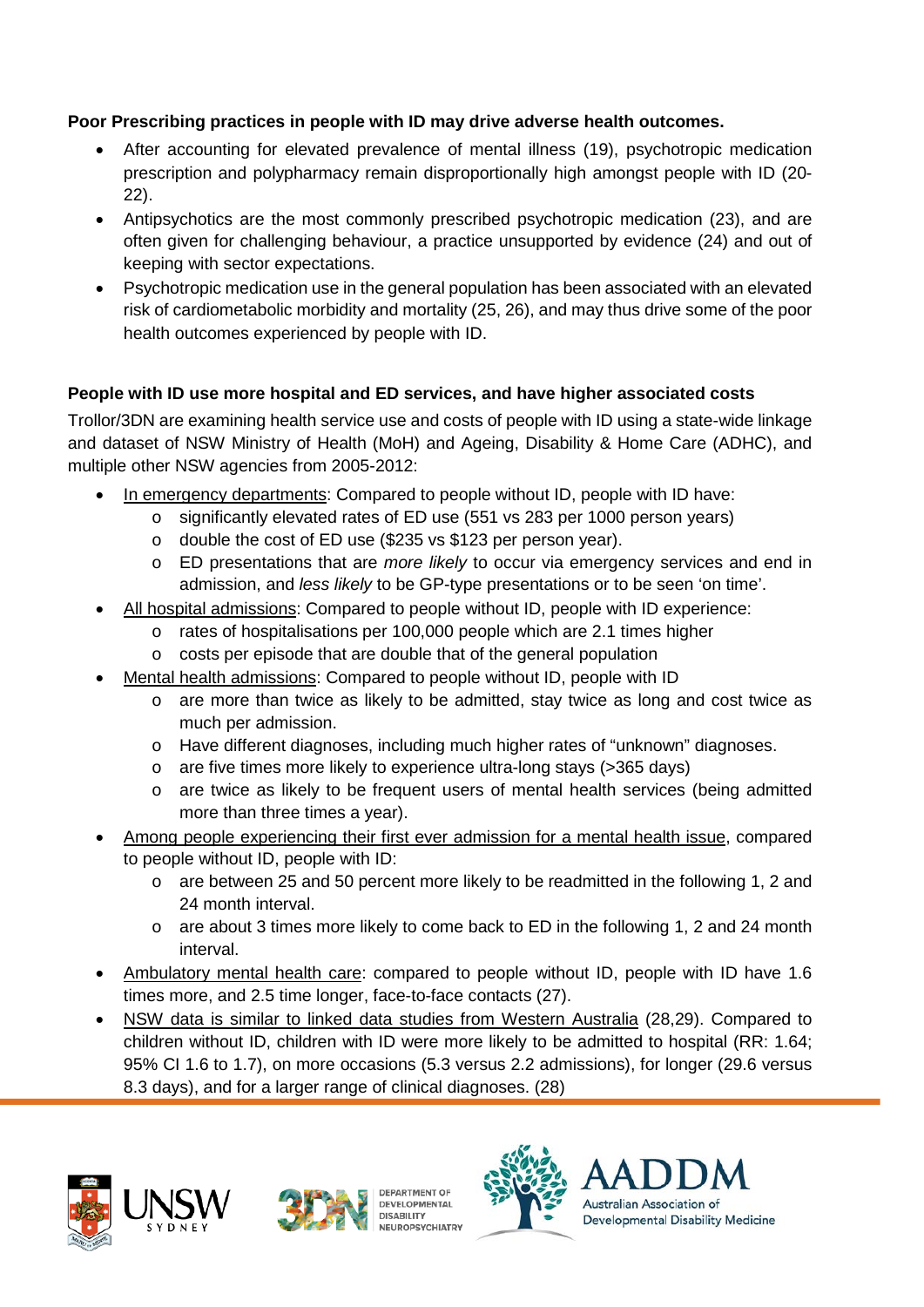**Poor Prescribing practices in people with ID may drive adverse health outcomes.**

- After accounting for elevated prevalence of mental illness (19), psychotropic medication prescription and polypharmacy remain disproportionally high amongst people with ID (20-22).
- Antipsychotics are the most commonly prescribed psychotropic medication (23), and are often given for challenging behaviour, a practice unsupported by evidence (24) and out of keeping with sector expectations.
- Psychotropic medication use in the general population has been associated with an elevated risk of cardiometabolic morbidity and mortality (25, 26), and may thus drive some of the poor health outcomes experienced by people with ID.

**People with ID use more hospital and ED services, and have higher associated costs**

Trollor/3DN are examining health service use and costs of people with ID using a state-wide linkage and dataset of NSW Ministry of Health (MoH) and Ageing, Disability & Home Care (ADHC), and multiple other NSW agencies from 2005-2012:

- In emergency departments: Compared to people without ID, people with ID have:
  - significantly elevated rates of ED use (551 vs 283 per 1000 person years)
  - double the cost of ED use ($235 vs $123 per person year).
  - ED presentations that are *more likely* to occur via emergency services and end in admission, and *less likely* to be GP-type presentations or to be seen 'on time'.
- All hospital admissions: Compared to people without ID, people with ID experience:
  - rates of hospitalisations per 100,000 people which are 2.1 times higher
  - costs per episode that are double that of the general population
- Mental health admissions: Compared to people without ID, people with ID
  - are more than twice as likely to be admitted, stay twice as long and cost twice as much per admission.
  - Have different diagnoses, including much higher rates of "unknown" diagnoses.
  - are five times more likely to experience ultra-long stays (>365 days)
  - are twice as likely to be frequent users of mental health services (being admitted more than three times a year).
- Among people experiencing their first ever admission for a mental health issue, compared to people without ID, people with ID:
  - are between 25 and 50 percent more likely to be readmitted in the following 1, 2 and 24 month interval.
  - are about 3 times more likely to come back to ED in the following 1, 2 and 24 month interval.
- Ambulatory mental health care: compared to people without ID, people with ID have 1.6 times more, and 2.5 time longer, face-to-face contacts (27).
- NSW data is similar to linked data studies from Western Australia (28,29). Compared to children without ID, children with ID were more likely to be admitted to hospital (RR: 1.64; 95% CI 1.6 to 1.7), on more occasions (5.3 versus 2.2 admissions), for longer (29.6 versus 8.3 days), and for a larger range of clinical diagnoses. (28)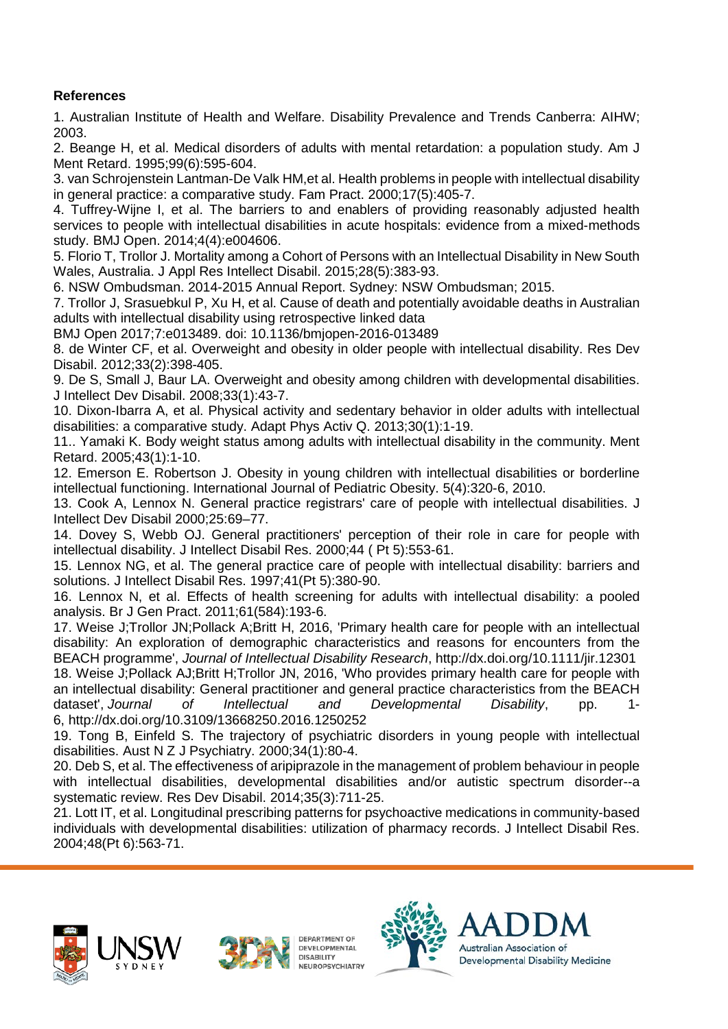**References**

1. Australian Institute of Health and Welfare. Disability Prevalence and Trends Canberra: AIHW; 2003.
2. Beange H, et al. Medical disorders of adults with mental retardation: a population study. Am J Ment Retard. 1995;99(6):595-604.
3. van Schrojenstein Lantman-De Valk HM,et al. Health problems in people with intellectual disability in general practice: a comparative study. Fam Pract. 2000;17(5):405-7.
4. Tuffrey-Wijne I, et al. The barriers to and enablers of providing reasonably adjusted health services to people with intellectual disabilities in acute hospitals: evidence from a mixed-methods study. BMJ Open. 2014;4(4):e004606.
5. Florio T, Trollor J. Mortality among a Cohort of Persons with an Intellectual Disability in New South Wales, Australia. J Appl Res Intellect Disabil. 2015;28(5):383-93.
6. NSW Ombudsman. 2014-2015 Annual Report. Sydney: NSW Ombudsman; 2015.
7. Trollor J, Srasuebkul P, Xu H, et al. Cause of death and potentially avoidable deaths in Australian adults with intellectual disability using retrospective linked data
BMJ Open 2017;7:e013489. doi: 10.1136/bmjopen-2016-013489
8. de Winter CF, et al. Overweight and obesity in older people with intellectual disability. Res Dev Disabil. 2012;33(2):398-405.
9. De S, Small J, Baur LA. Overweight and obesity among children with developmental disabilities. J Intellect Dev Disabil. 2008;33(1):43-7.
10. Dixon-Ibarra A, et al. Physical activity and sedentary behavior in older adults with intellectual disabilities: a comparative study. Adapt Phys Activ Q. 2013;30(1):1-19.
11.. Yamaki K. Body weight status among adults with intellectual disability in the community. Ment Retard. 2005;43(1):1-10.
12. Emerson E. Robertson J. Obesity in young children with intellectual disabilities or borderline intellectual functioning. International Journal of Pediatric Obesity. 5(4):320-6, 2010.
13. Cook A, Lennox N. General practice registrars' care of people with intellectual disabilities. J Intellect Dev Disabil 2000;25:69–77.
14. Dovey S, Webb OJ. General practitioners' perception of their role in care for people with intellectual disability. J Intellect Disabil Res. 2000;44 ( Pt 5):553-61.
15. Lennox NG, et al. The general practice care of people with intellectual disability: barriers and solutions. J Intellect Disabil Res. 1997;41(Pt 5):380-90.
16. Lennox N, et al. Effects of health screening for adults with intellectual disability: a pooled analysis. Br J Gen Pract. 2011;61(584):193-6.
17. Weise J;Trollor JN;Pollack A;Britt H, 2016, 'Primary health care for people with an intellectual disability: An exploration of demographic characteristics and reasons for encounters from the BEACH programme', *Journal of Intellectual Disability Research*, http://dx.doi.org/10.1111/jir.12301
18. Weise J;Pollack AJ;Britt H;Trollor JN, 2016, 'Who provides primary health care for people with an intellectual disability: General practitioner and general practice characteristics from the BEACH dataset', *Journal of Intellectual and Developmental Disability*, pp. 1-6, http://dx.doi.org/10.3109/13668250.2016.1250252
19. Tong B, Einfeld S. The trajectory of psychiatric disorders in young people with intellectual disabilities. Aust N Z J Psychiatry. 2000;34(1):80-4.
20. Deb S, et al. The effectiveness of aripiprazole in the management of problem behaviour in people with intellectual disabilities, developmental disabilities and/or autistic spectrum disorder--a systematic review. Res Dev Disabil. 2014;35(3):711-25.
21. Lott IT, et al. Longitudinal prescribing patterns for psychoactive medications in community-based individuals with developmental disabilities: utilization of pharmacy records. J Intellect Disabil Res. 2004;48(Pt 6):563-71.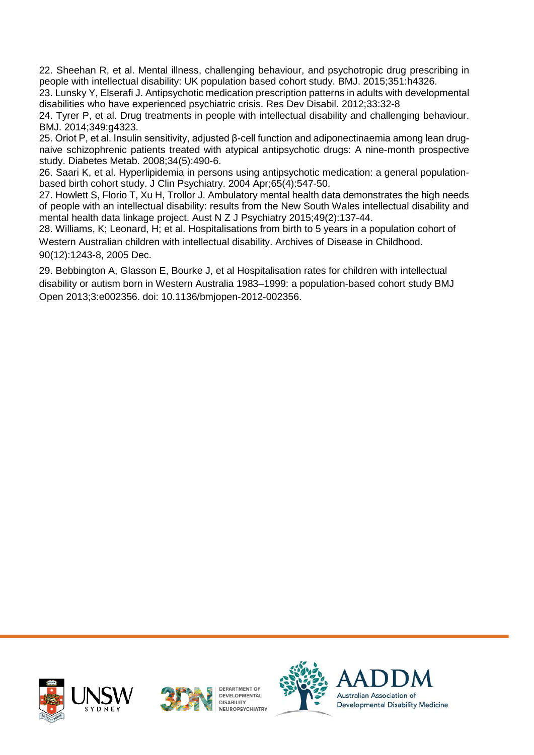22. Sheehan R, et al. Mental illness, challenging behaviour, and psychotropic drug prescribing in people with intellectual disability: UK population based cohort study. BMJ. 2015;351:h4326.
23. Lunsky Y, Elserafi J. Antipsychotic medication prescription patterns in adults with developmental disabilities who have experienced psychiatric crisis. Res Dev Disabil. 2012;33:32-8
24. Tyrer P, et al. Drug treatments in people with intellectual disability and challenging behaviour. BMJ. 2014;349:g4323.
25. Oriot P, et al. Insulin sensitivity, adjusted β-cell function and adiponectinaemia among lean drug-naive schizophrenic patients treated with atypical antipsychotic drugs: A nine-month prospective study. Diabetes Metab. 2008;34(5):490-6.
26. Saari K, et al. Hyperlipidemia in persons using antipsychotic medication: a general population-based birth cohort study. J Clin Psychiatry. 2004 Apr;65(4):547-50.
27. Howlett S, Florio T, Xu H, Trollor J. Ambulatory mental health data demonstrates the high needs of people with an intellectual disability: results from the New South Wales intellectual disability and mental health data linkage project. Aust N Z J Psychiatry 2015;49(2):137-44.
28. Williams, K; Leonard, H; et al. Hospitalisations from birth to 5 years in a population cohort of Western Australian children with intellectual disability. Archives of Disease in Childhood. 90(12):1243-8, 2005 Dec.
29. Bebbington A, Glasson E, Bourke J, et al Hospitalisation rates for children with intellectual disability or autism born in Western Australia 1983–1999: a population-based cohort study BMJ Open 2013;3:e002356. doi: 10.1136/bmjopen-2012-002356.

UNSW SYDNEY

3DN DEPARTMENT OF DEVELOPMENTAL DISABILITY NEUROPSYCHIATRY

AADDM Australian Association of Developmental Disability Medicine